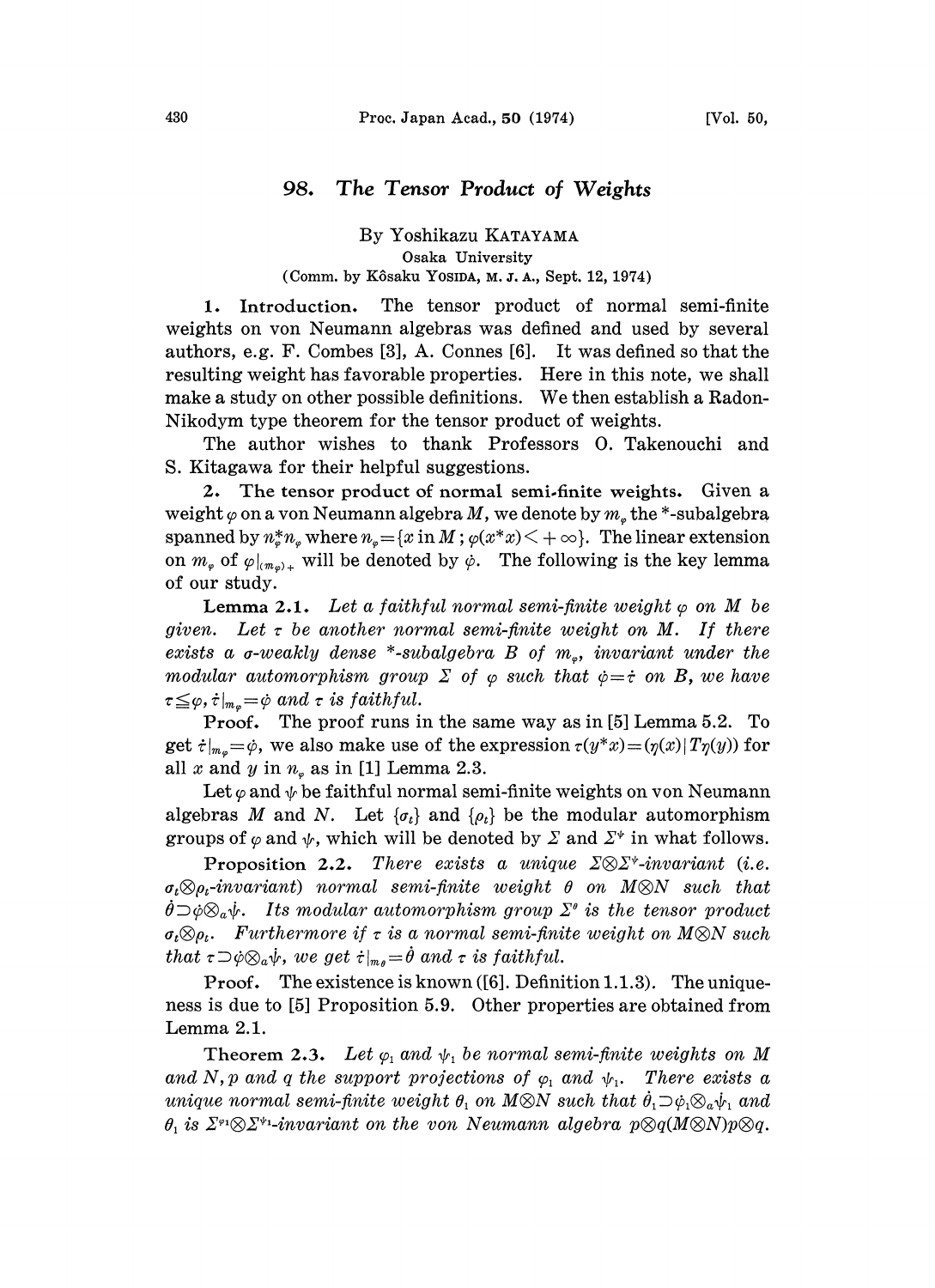# 98. *The Tensor Product of Weights*

By Yoshikazu KATAYAMA

Osaka University

(Comm. by Kôsaku YOSIDA, M. J. A., Sept. 12, 1974)

**1. Introduction.** The tensor product of normal semi-finite weights on von Neumann algebras was defined and used by several authors, e.g. F. Combes [3], A. Connes [6]. It was defined so that the resulting weight has favorable properties. Here in this note, we shall make a study on other possible definitions. We then establish a Radon-Nikodym type theorem for the tensor product of weights.

The author wishes to thank Professors O. Takenouchi and S. Kitagawa for their helpful suggestions.

**2. The tensor product of normal semi-finite weights.** Given a weight $\varphi$ on a von Neumann algebra $M$, we denote by $m_\varphi$ the \*-subalgebra spanned by $n_\varphi^* n_\varphi$ where $n_\varphi = \{x \text{ in } M\,;\, \varphi(x^*x) < +\infty\}$. The linear extension on $m_\varphi$ of $\varphi|_{(m_\varphi)_+}$ will be denoted by $\dot{\varphi}$. The following is the key lemma of our study.

**Lemma 2.1.** *Let a faithful normal semi-finite weight $\varphi$ on $M$ be given. Let $\tau$ be another normal semi-finite weight on $M$. If there exists a $\sigma$-weakly dense \*-subalgebra $B$ of $m_\varphi$, invariant under the modular automorphism group $\Sigma$ of $\varphi$ such that $\dot{\varphi} = \dot{\tau}$ on $B$, we have $\tau \leqq \varphi$, $\dot{\tau}|_{m_\varphi} = \dot{\varphi}$ and $\tau$ is faithful.*

*Proof.* The proof runs in the same way as in [5] Lemma 5.2. To get $\dot{\tau}|_{m_\varphi} = \dot{\varphi}$, we also make use of the expression $\tau(y^*x) = (\eta(x)\,|\,T\eta(y))$ for all $x$ and $y$ in $n_\varphi$ as in [1] Lemma 2.3.

Let $\varphi$ and $\psi$ be faithful normal semi-finite weights on von Neumann algebras $M$ and $N$. Let $\{\sigma_t\}$ and $\{\rho_t\}$ be the modular automorphism groups of $\varphi$ and $\psi$, which will be denoted by $\Sigma$ and $\Sigma^\psi$ in what follows.

**Proposition 2.2.** *There exists a unique $\Sigma \otimes \Sigma^\psi$-invariant (i.e. $\sigma_t \otimes \rho_t$-invariant) normal semi-finite weight $\theta$ on $M \otimes N$ such that $\dot{\theta} \supset \dot{\varphi} \otimes_a \dot{\psi}$. Its modular automorphism group $\Sigma^\theta$ is the tensor product $\sigma_t \otimes \rho_t$. Furthermore if $\tau$ is a normal semi-finite weight on $M \otimes N$ such that $\tau \supset \dot{\varphi} \otimes_a \dot{\psi}$, we get $\dot{\tau}|_{m_\theta} = \dot{\theta}$ and $\tau$ is faithful.*

*Proof.* The existence is known ([6]. Definition 1.1.3). The uniqueness is due to [5] Proposition 5.9. Other properties are obtained from Lemma 2.1.

**Theorem 2.3.** *Let $\varphi_1$ and $\psi_1$ be normal semi-finite weights on $M$ and $N$, $p$ and $q$ the support projections of $\varphi_1$ and $\psi_1$. There exists a unique normal semi-finite weight $\theta_1$ on $M \otimes N$ such that $\dot{\theta}_1 \supset \dot{\varphi}_1 \otimes_a \dot{\psi}_1$ and $\theta_1$ is $\Sigma^{\varphi_1} \otimes \Sigma^{\psi_1}$-invariant on the von Neumann algebra $p \otimes q(M \otimes N)p \otimes q$.*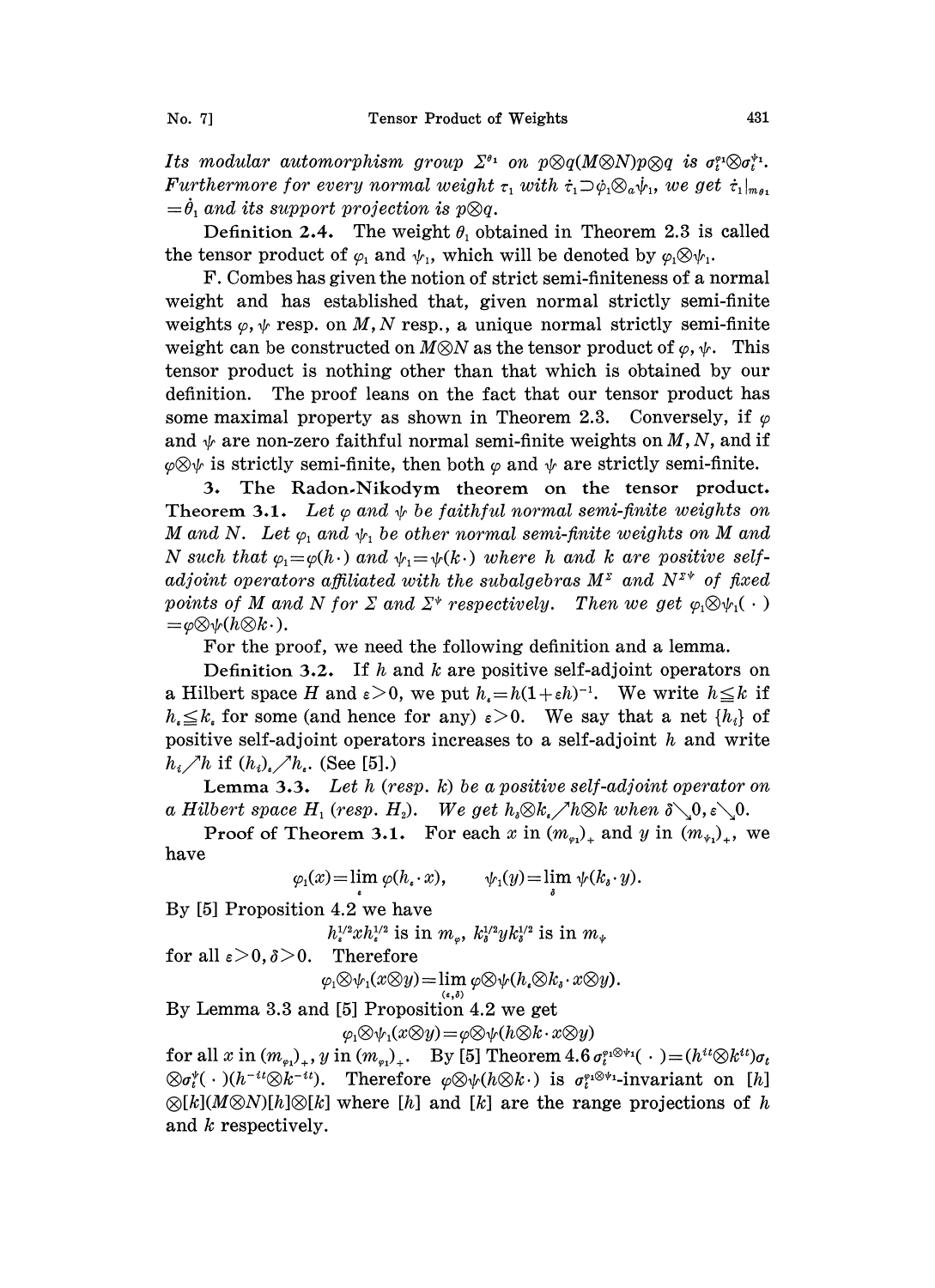*Its modular automorphism group $\Sigma^{\theta_1}$ on $p\otimes q(M\otimes N)p\otimes q$ is $\sigma_t^{\varphi_1}\otimes\sigma_t^{\psi_1}$. Furthermore for every normal weight $\tau_1$ with $\dot{\tau}_1\supset\dot{\varphi}_1\otimes_a\dot{\psi}_1$, we get $\dot{\tau}_1|_{m_{\theta_1}}=\dot{\theta}_1$ and its support projection is $p\otimes q$.*

**Definition 2.4.** The weight $\theta_1$ obtained in Theorem 2.3 is called the tensor product of $\varphi_1$ and $\psi_1$, which will be denoted by $\varphi_1\otimes\psi_1$.

F. Combes has given the notion of strict semi-finiteness of a normal weight and has established that, given normal strictly semi-finite weights $\varphi,\psi$ resp. on $M,N$ resp., a unique normal strictly semi-finite weight can be constructed on $M\otimes N$ as the tensor product of $\varphi,\psi$. This tensor product is nothing other than that which is obtained by our definition. The proof leans on the fact that our tensor product has some maximal property as shown in Theorem 2.3. Conversely, if $\varphi$ and $\psi$ are non-zero faithful normal semi-finite weights on $M,N$, and if $\varphi\otimes\psi$ is strictly semi-finite, then both $\varphi$ and $\psi$ are strictly semi-finite.

## 3. The Radon-Nikodym theorem on the tensor product.

**Theorem 3.1.** *Let $\varphi$ and $\psi$ be faithful normal semi-finite weights on $M$ and $N$. Let $\varphi_1$ and $\psi_1$ be other normal semi-finite weights on $M$ and $N$ such that $\varphi_1=\varphi(h\cdot)$ and $\psi_1=\psi(k\cdot)$ where $h$ and $k$ are positive self-adjoint operators affiliated with the subalgebras $M^{\Sigma}$ and $N^{\Sigma^\psi}$ of fixed points of $M$ and $N$ for $\Sigma$ and $\Sigma^\psi$ respectively. Then we get $\varphi_1\otimes\psi_1(\cdot)=\varphi\otimes\psi(h\otimes k\cdot)$.*

For the proof, we need the following definition and a lemma.

**Definition 3.2.** If $h$ and $k$ are positive self-adjoint operators on a Hilbert space $H$ and $\varepsilon>0$, we put $h_\varepsilon=h(1+\varepsilon h)^{-1}$. We write $h\leqq k$ if $h_\varepsilon\leqq k_\varepsilon$ for some (and hence for any) $\varepsilon>0$. We say that a net $\{h_i\}$ of positive self-adjoint operators increases to a self-adjoint $h$ and write $h_i\nearrow h$ if $(h_i)_\varepsilon\nearrow h_\varepsilon$. (See [5].)

**Lemma 3.3.** *Let $h$ (resp. $k$) be a positive self-adjoint operator on a Hilbert space $H_1$ (resp. $H_2$). We get $h_\delta\otimes k_\varepsilon\nearrow h\otimes k$ when $\delta\searrow 0,\varepsilon\searrow 0$.*

**Proof of Theorem 3.1.** For each $x$ in $(m_{\varphi_1})_+$ and $y$ in $(m_{\psi_1})_+$, we have

$$\varphi_1(x)=\lim_{\varepsilon}\varphi(h_\varepsilon\cdot x),\qquad \psi_1(y)=\lim_{\delta}\psi(k_\delta\cdot y).$$

By [5] Proposition 4.2 we have

$$h_\varepsilon^{1/2}xh_\varepsilon^{1/2}\text{ is in }m_\varphi,\ k_\delta^{1/2}yk_\delta^{1/2}\text{ is in }m_\psi$$

for all $\varepsilon>0,\delta>0$. Therefore

$$\varphi_1\otimes\psi_1(x\otimes y)=\lim_{(\varepsilon,\delta)}\varphi\otimes\psi(h_\varepsilon\otimes k_\delta\cdot x\otimes y).$$

By Lemma 3.3 and [5] Proposition 4.2 we get

$$\varphi_1\otimes\psi_1(x\otimes y)=\varphi\otimes\psi(h\otimes k\cdot x\otimes y)$$

for all $x$ in $(m_{\varphi_1})_+$, $y$ in $(m_{\varphi_1})_+$. By [5] Theorem 4.6 $\sigma_t^{\varphi_1\otimes\psi_1}(\cdot)=(h^{it}\otimes k^{it})\sigma_t\otimes\sigma_t^\psi(\cdot)(h^{-it}\otimes k^{-it})$. Therefore $\varphi\otimes\psi(h\otimes k\cdot)$ is $\sigma_t^{\varphi_1\otimes\psi_1}$-invariant on $[h]\otimes[k](M\otimes N)[h]\otimes[k]$ where $[h]$ and $[k]$ are the range projections of $h$ and $k$ respectively.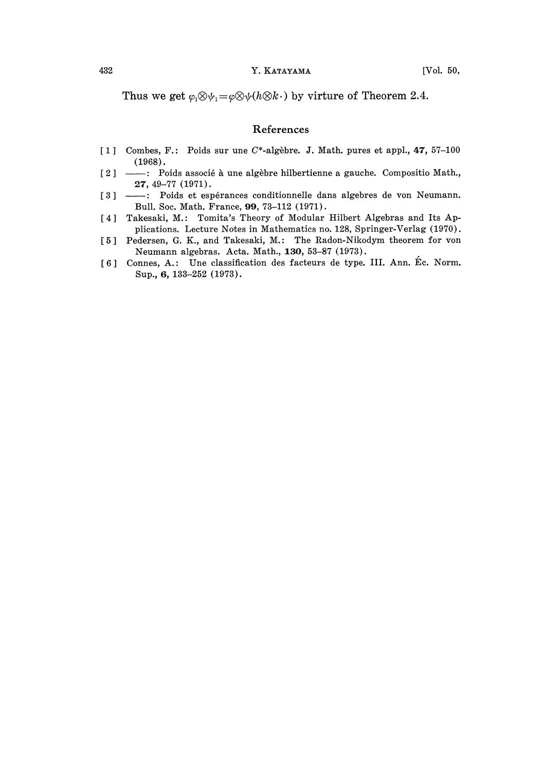Thus we get $\varphi_1 \otimes \psi_1 = \varphi \otimes \psi(h \otimes k \cdot)$ by virture of Theorem 2.4.

## References

[1] Combes, F.: Poids sur une $C^*$-algèbre. J. Math. pures et appl., **47**, 57–100 (1968).

[2] ——: Poids associé à une algèbre hilbertienne a gauche. Compositio Math., **27**, 49–77 (1971).

[3] ——: Poids et espérances conditionnelle dans algebres de von Neumann. Bull. Soc. Math. France, **99**, 73–112 (1971).

[4] Takesaki, M.: Tomita's Theory of Modular Hilbert Algebras and Its Applications. Lecture Notes in Mathematics no. 128, Springer-Verlag (1970).

[5] Pedersen, G. K., and Takesaki, M.: The Radon-Nikodym theorem for von Neumann algebras. Acta. Math., **130**, 53–87 (1973).

[6] Connes, A.: Une classification des facteurs de type. III. Ann. Éc. Norm. Sup., **6**, 133–252 (1973).